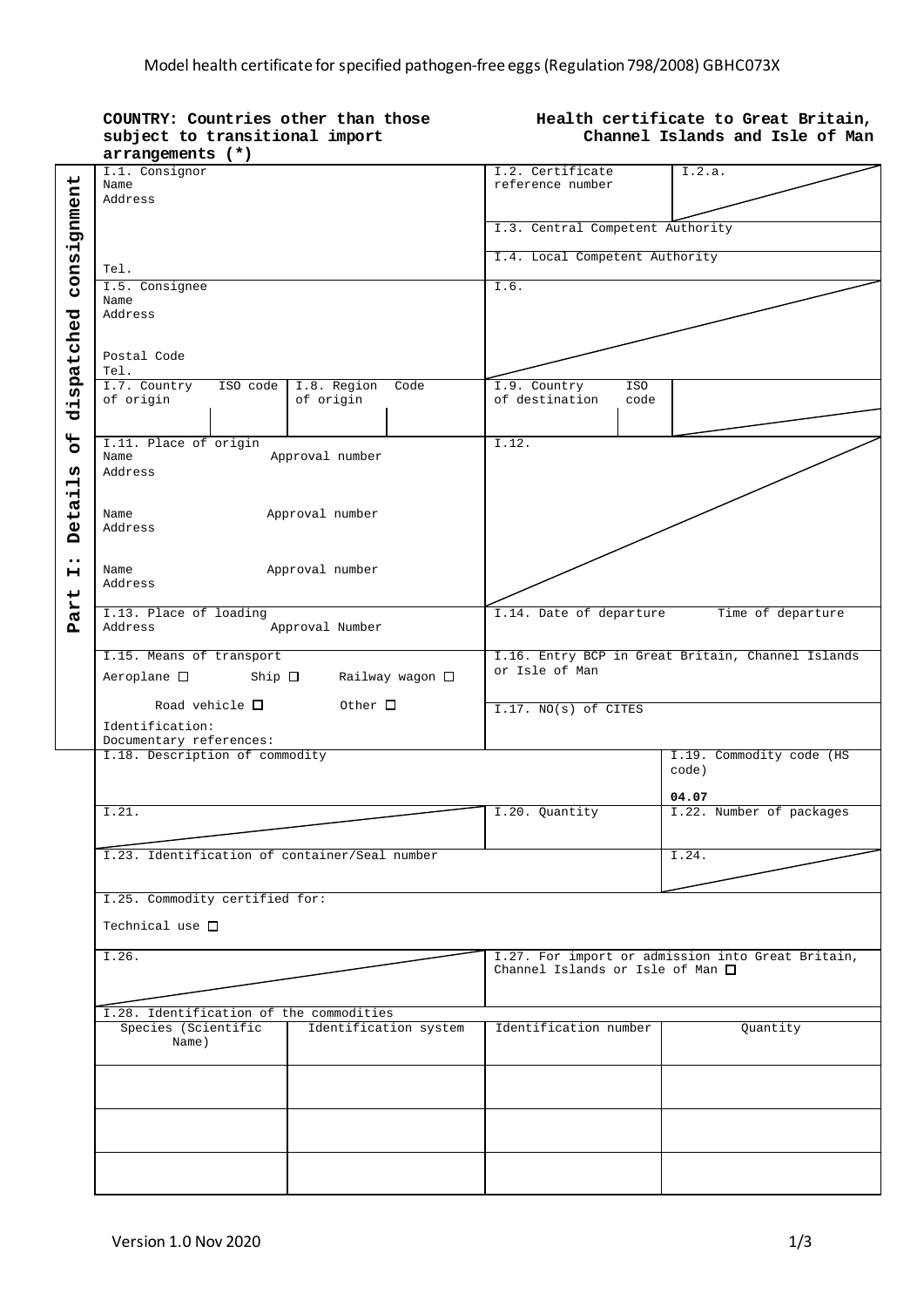Model health certificate for specified pathogen-free eggs (Regulation 798/2008) GBHC073X

**COUNTRY: Countries other than those subject to transitional import arrangements (*)**

**Health certificate to Great Britain, Channel Islands and Isle of Man**

**Part I: Details of dispatched consignment**

| | | | |
|---|---|---|---|
| I.1. Consignor<br>Name<br>Address<br><br>Tel. | | I.2. Certificate reference number | I.2.a. |
| | | I.3. Central Competent Authority | |
| | | I.4. Local Competent Authority | |
| I.5. Consignee<br>Name<br>Address<br><br>Postal Code<br>Tel. | | I.6. | |
| I.7. Country of origin / ISO code | I.8. Region of origin / Code | I.9. Country of destination / ISO code | |
| I.11. Place of origin<br>Name / Approval number<br>Address<br><br>Name / Approval number<br>Address<br><br>Name / Approval number<br>Address | | I.12. | |
| I.13. Place of loading<br>Address / Approval Number | | I.14. Date of departure / Time of departure | |
| I.15. Means of transport<br>Aeroplane ☐ Ship ☐ Railway wagon ☐<br>Road vehicle ☐ Other ☐<br>Identification:<br>Documentary references: | | I.16. Entry BCP in Great Britain, Channel Islands or Isle of Man | |
| | | I.17. NO(s) of CITES | |
| I.18. Description of commodity | | | I.19. Commodity code (HS code)<br>**04.07** |
| I.21. | | I.20. Quantity | I.22. Number of packages |
| I.23. Identification of container/Seal number | | | I.24. |
| I.25. Commodity certified for:<br>Technical use ☐ | | | |
| I.26. | | I.27. For import or admission into Great Britain, Channel Islands or Isle of Man ☐ | |

I.28. Identification of the commodities

| Species (Scientific Name) | Identification system | Identification number | Quantity |
|---|---|---|---|
| | | | |
| | | | |
| | | | |

Version 1.0 Nov 2020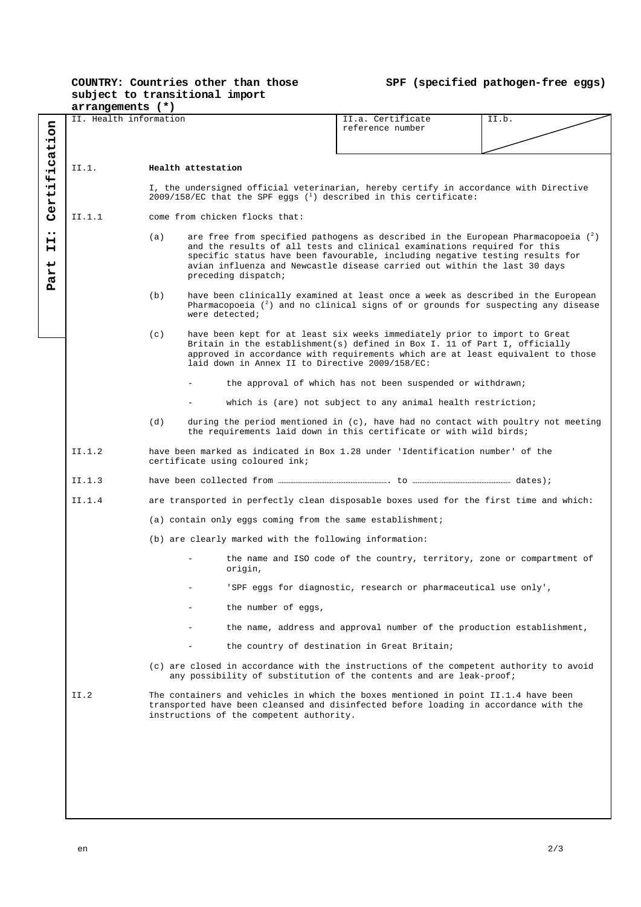**COUNTRY: Countries other than those subject to transitional import arrangements (*)**

**SPF (specified pathogen-free eggs)**

**Part II: Certification**

| II. Health information | II.a. Certificate reference number | II.b. |
|---|---|---|

II.1. **Health attestation**

I, the undersigned official veterinarian, hereby certify in accordance with Directive 2009/158/EC that the SPF eggs [1] described in this certificate:

II.1.1 come from chicken flocks that:

(a) are free from specified pathogens as described in the European Pharmacopoeia [2] and the results of all tests and clinical examinations required for this specific status have been favourable, including negative testing results for avian influenza and Newcastle disease carried out within the last 30 days preceding dispatch;

(b) have been clinically examined at least once a week as described in the European Pharmacopoeia [2] and no clinical signs of or grounds for suspecting any disease were detected;

(c) have been kept for at least six weeks immediately prior to import to Great Britain in the establishment(s) defined in Box I. 11 of Part I, officially approved in accordance with requirements which are at least equivalent to those laid down in Annex II to Directive 2009/158/EC:

- the approval of which has not been suspended or withdrawn;
- which is (are) not subject to any animal health restriction;

(d) during the period mentioned in (c), have had no contact with poultry not meeting the requirements laid down in this certificate or with wild birds;

II.1.2 have been marked as indicated in Box 1.28 under 'Identification number' of the certificate using coloured ink;

II.1.3 have been collected from ……………………………………………. to ……………………………………… dates);

II.1.4 are transported in perfectly clean disposable boxes used for the first time and which:

(a) contain only eggs coming from the same establishment;

(b) are clearly marked with the following information:

- the name and ISO code of the country, territory, zone or compartment of origin,
- 'SPF eggs for diagnostic, research or pharmaceutical use only',
- the number of eggs,
- the name, address and approval number of the production establishment,
- the country of destination in Great Britain;

(c) are closed in accordance with the instructions of the competent authority to avoid any possibility of substitution of the contents and are leak-proof;

II.2 The containers and vehicles in which the boxes mentioned in point II.1.4 have been transported have been cleansed and disinfected before loading in accordance with the instructions of the competent authority.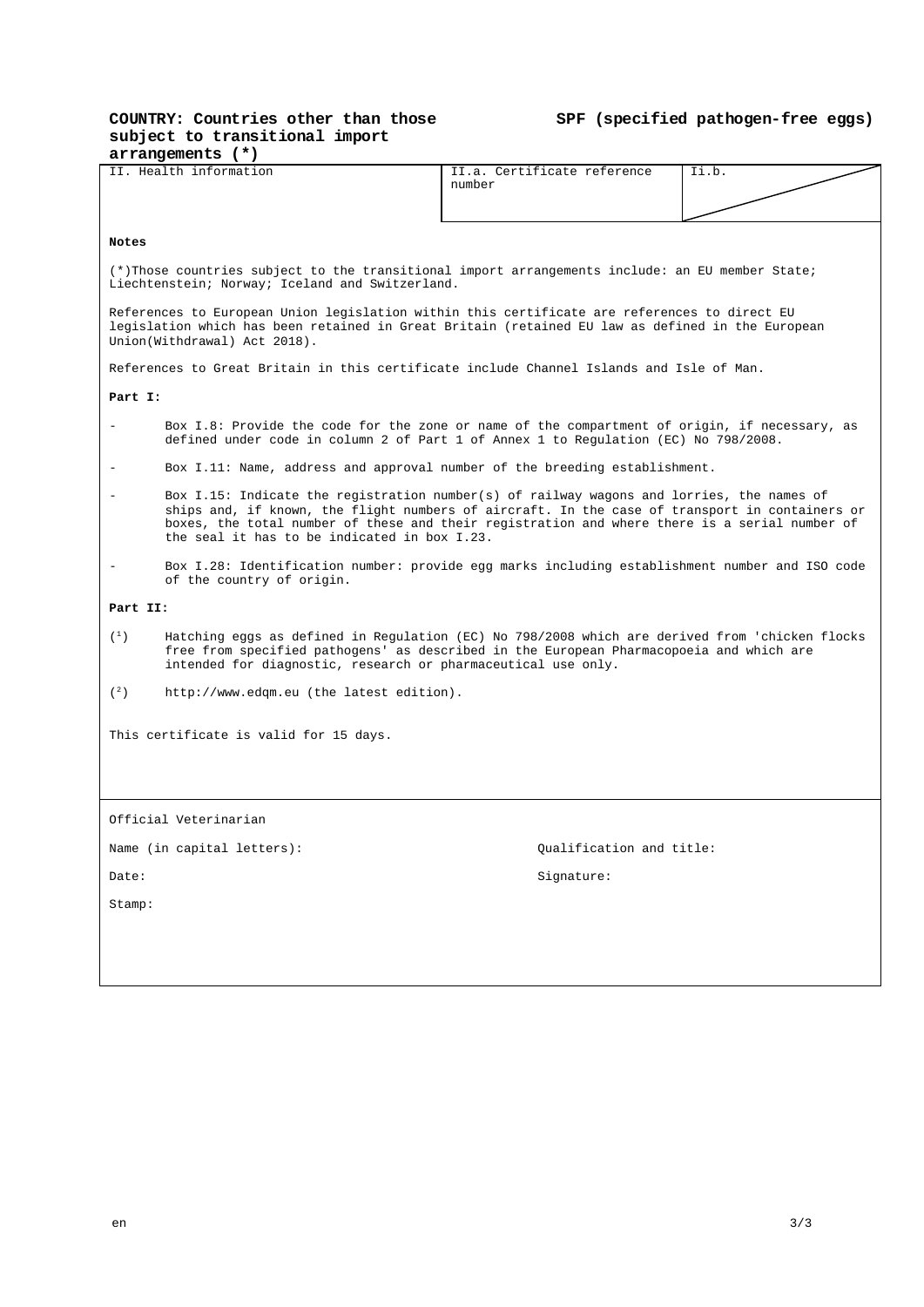**COUNTRY: Countries other than those subject to transitional import arrangements (*)**

**SPF (specified pathogen-free eggs)**

| II. Health information | II.a. Certificate reference number | Ii.b. |
|---|---|---|

**Notes**

(*)Those countries subject to the transitional import arrangements include: an EU member State; Liechtenstein; Norway; Iceland and Switzerland.

References to European Union legislation within this certificate are references to direct EU legislation which has been retained in Great Britain (retained EU law as defined in the European Union(Withdrawal) Act 2018).

References to Great Britain in this certificate include Channel Islands and Isle of Man.

**Part I:**

- Box I.8: Provide the code for the zone or name of the compartment of origin, if necessary, as defined under code in column 2 of Part 1 of Annex 1 to Regulation (EC) No 798/2008.
- Box I.11: Name, address and approval number of the breeding establishment.
- Box I.15: Indicate the registration number(s) of railway wagons and lorries, the names of ships and, if known, the flight numbers of aircraft. In the case of transport in containers or boxes, the total number of these and their registration and where there is a serial number of the seal it has to be indicated in box I.23.
- Box I.28: Identification number: provide egg marks including establishment number and ISO code of the country of origin.

**Part II:**

(1) Hatching eggs as defined in Regulation (EC) No 798/2008 which are derived from 'chicken flocks free from specified pathogens' as described in the European Pharmacopoeia and which are intended for diagnostic, research or pharmaceutical use only.

(2) http://www.edqm.eu (the latest edition).

This certificate is valid for 15 days.

Official Veterinarian

Name (in capital letters):

Qualification and title:

Date:

Signature:

Stamp: